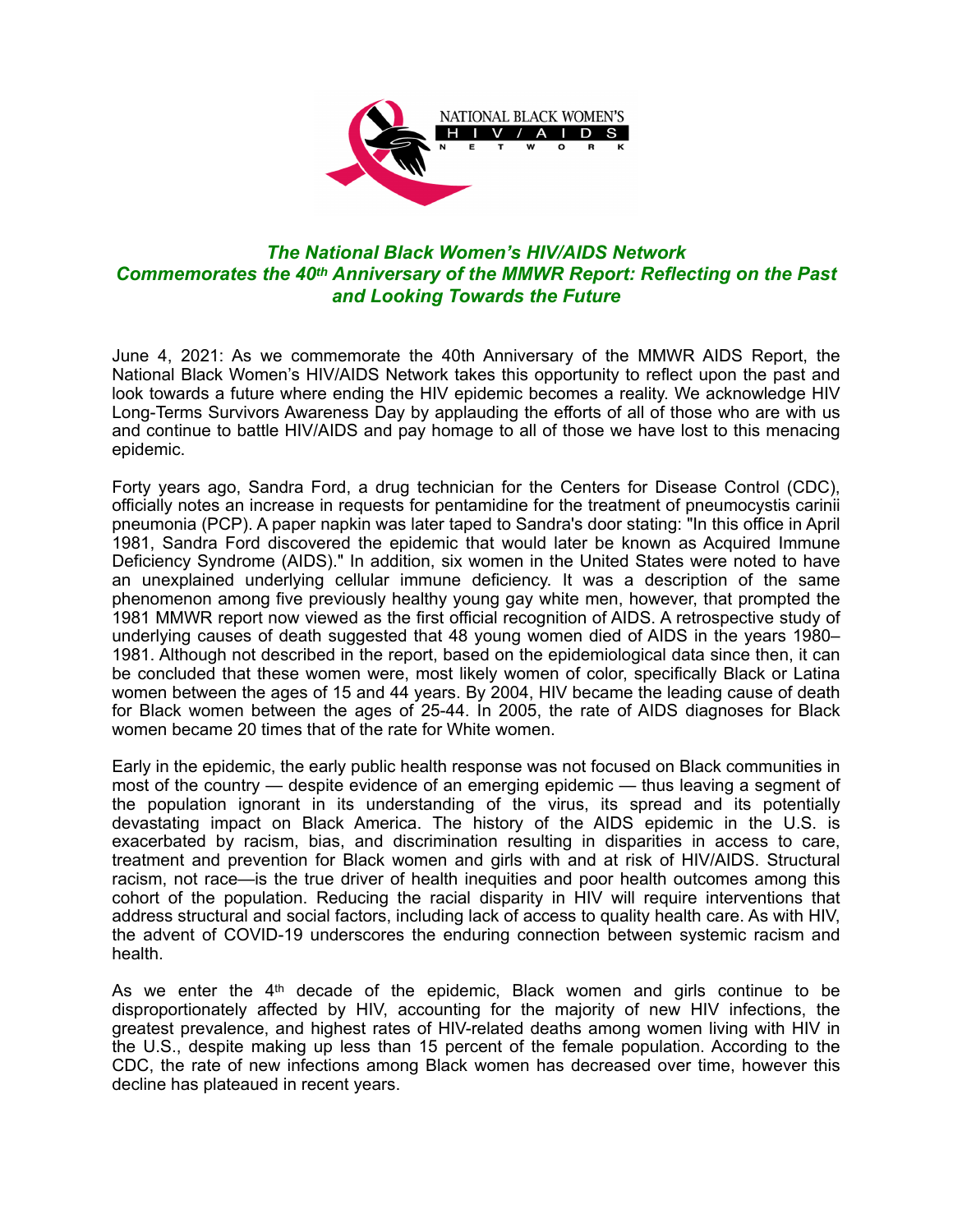NATIONAL BLACK WOMEN'S HIV/AIDS NETWORK

# *The National Black Women's HIV/AIDS Network Commemorates the 40th Anniversary of the MMWR Report: Reflecting on the Past and Looking Towards the Future*

June 4, 2021: As we commemorate the 40th Anniversary of the MMWR AIDS Report, the National Black Women's HIV/AIDS Network takes this opportunity to reflect upon the past and look towards a future where ending the HIV epidemic becomes a reality. We acknowledge HIV Long-Terms Survivors Awareness Day by applauding the efforts of all of those who are with us and continue to battle HIV/AIDS and pay homage to all of those we have lost to this menacing epidemic.

Forty years ago, Sandra Ford, a drug technician for the Centers for Disease Control (CDC), officially notes an increase in requests for pentamidine for the treatment of pneumocystis carinii pneumonia (PCP). A paper napkin was later taped to Sandra's door stating: "In this office in April 1981, Sandra Ford discovered the epidemic that would later be known as Acquired Immune Deficiency Syndrome (AIDS)." In addition, six women in the United States were noted to have an unexplained underlying cellular immune deficiency. It was a description of the same phenomenon among five previously healthy young gay white men, however, that prompted the 1981 MMWR report now viewed as the first official recognition of AIDS. A retrospective study of underlying causes of death suggested that 48 young women died of AIDS in the years 1980–1981. Although not described in the report, based on the epidemiological data since then, it can be concluded that these women were, most likely women of color, specifically Black or Latina women between the ages of 15 and 44 years. By 2004, HIV became the leading cause of death for Black women between the ages of 25-44. In 2005, the rate of AIDS diagnoses for Black women became 20 times that of the rate for White women.

Early in the epidemic, the early public health response was not focused on Black communities in most of the country — despite evidence of an emerging epidemic — thus leaving a segment of the population ignorant in its understanding of the virus, its spread and its potentially devastating impact on Black America. The history of the AIDS epidemic in the U.S. is exacerbated by racism, bias, and discrimination resulting in disparities in access to care, treatment and prevention for Black women and girls with and at risk of HIV/AIDS. Structural racism, not race—is the true driver of health inequities and poor health outcomes among this cohort of the population. Reducing the racial disparity in HIV will require interventions that address structural and social factors, including lack of access to quality health care. As with HIV, the advent of COVID-19 underscores the enduring connection between systemic racism and health.

As we enter the 4th decade of the epidemic, Black women and girls continue to be disproportionately affected by HIV, accounting for the majority of new HIV infections, the greatest prevalence, and highest rates of HIV-related deaths among women living with HIV in the U.S., despite making up less than 15 percent of the female population. According to the CDC, the rate of new infections among Black women has decreased over time, however this decline has plateaued in recent years.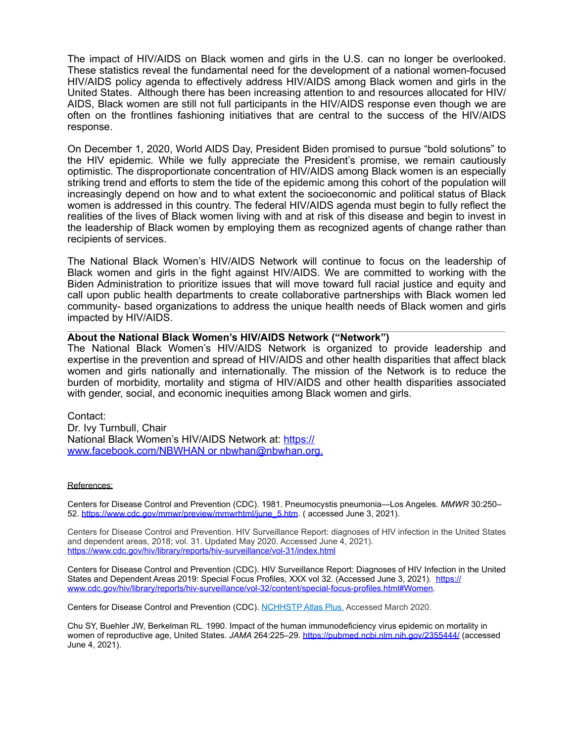The impact of HIV/AIDS on Black women and girls in the U.S. can no longer be overlooked. These statistics reveal the fundamental need for the development of a national women-focused HIV/AIDS policy agenda to effectively address HIV/AIDS among Black women and girls in the United States. Although there has been increasing attention to and resources allocated for HIV/AIDS, Black women are still not full participants in the HIV/AIDS response even though we are often on the frontlines fashioning initiatives that are central to the success of the HIV/AIDS response.

On December 1, 2020, World AIDS Day, President Biden promised to pursue "bold solutions" to the HIV epidemic. While we fully appreciate the President's promise, we remain cautiously optimistic. The disproportionate concentration of HIV/AIDS among Black women is an especially striking trend and efforts to stem the tide of the epidemic among this cohort of the population will increasingly depend on how and to what extent the socioeconomic and political status of Black women is addressed in this country. The federal HIV/AIDS agenda must begin to fully reflect the realities of the lives of Black women living with and at risk of this disease and begin to invest in the leadership of Black women by employing them as recognized agents of change rather than recipients of services.

The National Black Women's HIV/AIDS Network will continue to focus on the leadership of Black women and girls in the fight against HIV/AIDS. We are committed to working with the Biden Administration to prioritize issues that will move toward full racial justice and equity and call upon public health departments to create collaborative partnerships with Black women led community- based organizations to address the unique health needs of Black women and girls impacted by HIV/AIDS.

---

**About the National Black Women's HIV/AIDS Network ("Network")**

The National Black Women's HIV/AIDS Network is organized to provide leadership and expertise in the prevention and spread of HIV/AIDS and other health disparities that affect black women and girls nationally and internationally. The mission of the Network is to reduce the burden of morbidity, mortality and stigma of HIV/AIDS and other health disparities associated with gender, social, and economic inequities among Black women and girls.

Contact:
Dr. Ivy Turnbull, Chair
National Black Women's HIV/AIDS Network at: https://www.facebook.com/NBWHAN or nbwhan@nbwhan.org.

References:

Centers for Disease Control and Prevention (CDC). 1981. Pneumocystis pneumonia—Los Angeles. *MMWR* 30:250–52. https://www.cdc.gov/mmwr/preview/mmwrhtml/june_5.htm. ( accessed June 3, 2021).

Centers for Disease Control and Prevention. HIV Surveillance Report: diagnoses of HIV infection in the United States and dependent areas, 2018; vol. 31. Updated May 2020. Accessed June 4, 2021). https://www.cdc.gov/hiv/library/reports/hiv-surveillance/vol-31/index.html

Centers for Disease Control and Prevention (CDC). HIV Surveillance Report: Diagnoses of HIV Infection in the United States and Dependent Areas 2019: Special Focus Profiles, XXX vol 32. (Accessed June 3, 2021). https://www.cdc.gov/hiv/library/reports/hiv-surveillance/vol-32/content/special-focus-profiles.html#Women.

Centers for Disease Control and Prevention (CDC). NCHHSTP Atlas Plus. Accessed March 2020.

Chu SY, Buehler JW, Berkelman RL. 1990. Impact of the human immunodeficiency virus epidemic on mortality in women of reproductive age, United States. *JAMA* 264:225–29. https://pubmed.ncbi.nlm.nih.gov/2355444/ (accessed June 4, 2021).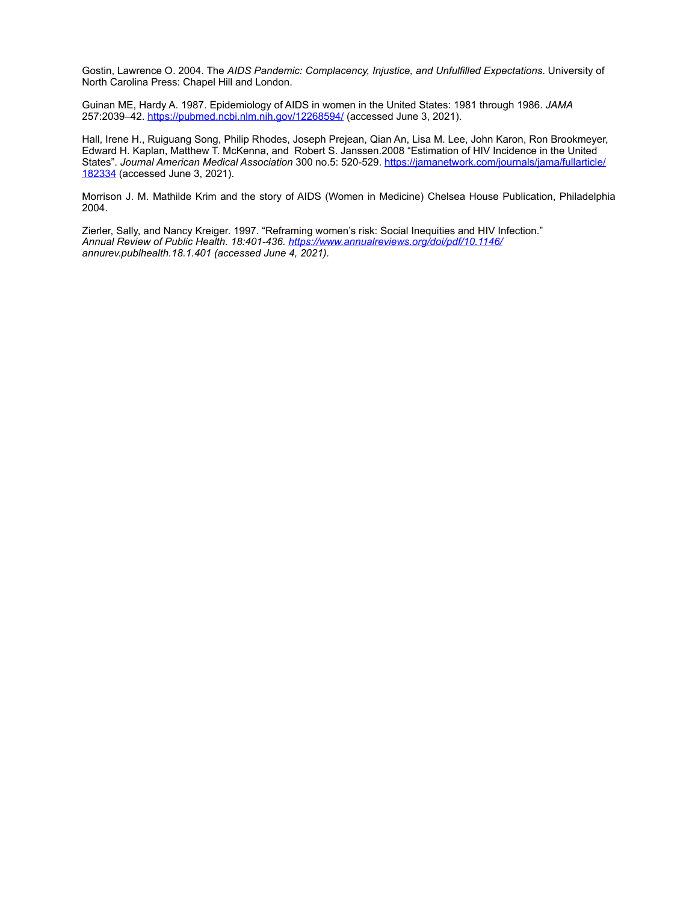Gostin, Lawrence O. 2004. The *AIDS Pandemic: Complacency, Injustice, and Unfulfilled Expectations*. University of North Carolina Press: Chapel Hill and London.

Guinan ME, Hardy A. 1987. Epidemiology of AIDS in women in the United States: 1981 through 1986. *JAMA* 257:2039–42. https://pubmed.ncbi.nlm.nih.gov/12268594/ (accessed June 3, 2021).

Hall, Irene H., Ruiguang Song, Philip Rhodes, Joseph Prejean, Qian An, Lisa M. Lee, John Karon, Ron Brookmeyer, Edward H. Kaplan, Matthew T. McKenna, and Robert S. Janssen.2008 "Estimation of HIV Incidence in the United States". *Journal American Medical Association* 300 no.5: 520-529. https://jamanetwork.com/journals/jama/fullarticle/182334 (accessed June 3, 2021).

Morrison J. M. Mathilde Krim and the story of AIDS (Women in Medicine) Chelsea House Publication, Philadelphia 2004.

Zierler, Sally, and Nancy Kreiger. 1997. "Reframing women's risk: Social Inequities and HIV Infection." *Annual Review of Public Health. 18:401-436. https://www.annualreviews.org/doi/pdf/10.1146/annurev.publhealth.18.1.401 (accessed June 4, 2021).*